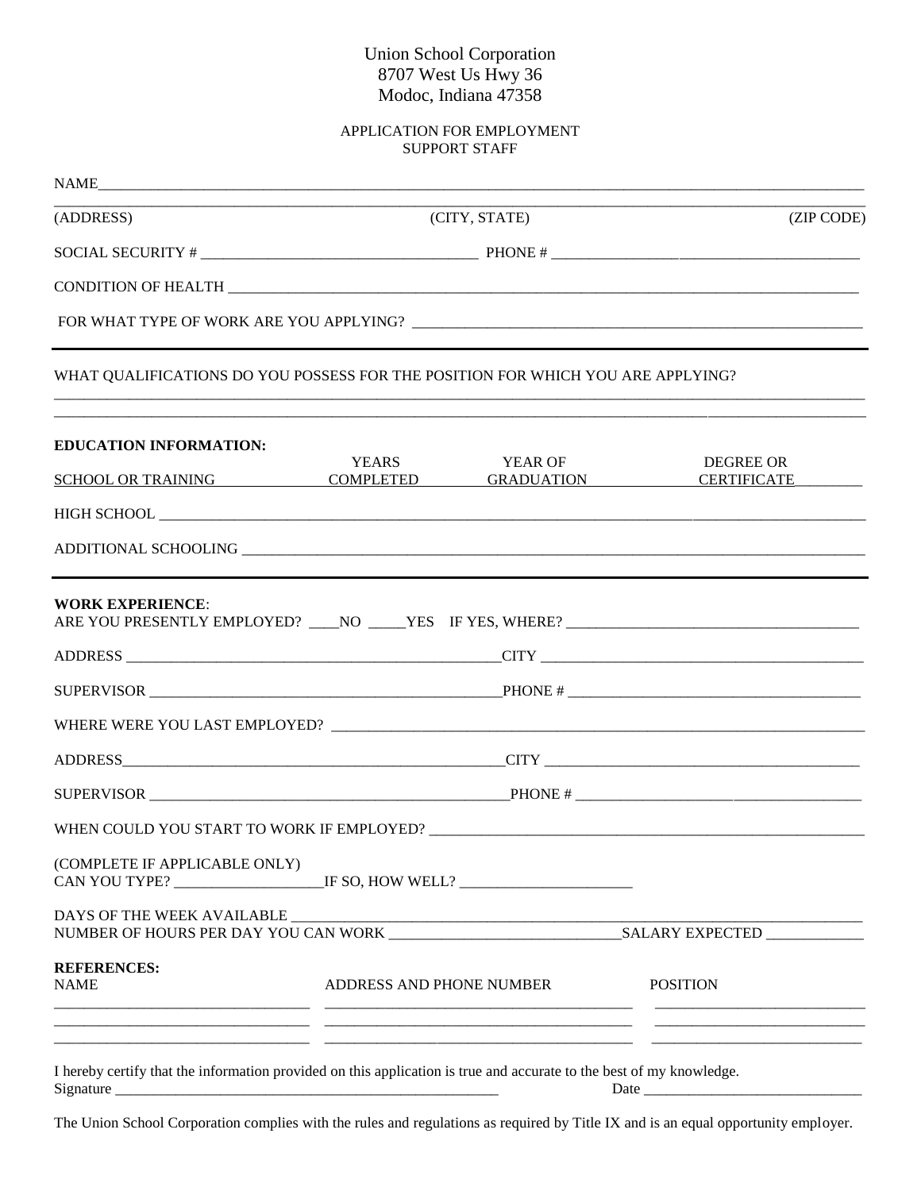Union School Corporation
8707 West Us Hwy 36
Modoc, Indiana 47358

APPLICATION FOR EMPLOYMENT
SUPPORT STAFF

NAME_______________________________________________________________________________________________

___________________________________________________________________________________________________
(ADDRESS) (CITY, STATE) (ZIP CODE)

SOCIAL SECURITY # ____________________________________ PHONE # ________________________________________

CONDITION OF HEALTH ______________________________________________________________________________

FOR WHAT TYPE OF WORK ARE YOU APPLYING? ___________________________________________________________

---

WHAT QUALIFICATIONS DO YOU POSSESS FOR THE POSITION FOR WHICH YOU ARE APPLYING?

___________________________________________________________________________________________________

___________________________________________________________________________________________________

**EDUCATION INFORMATION:**

| SCHOOL OR TRAINING | YEARS COMPLETED | YEAR OF GRADUATION | DEGREE OR CERTIFICATE |
|---|---|---|---|
| HIGH SCHOOL | | | |
| ADDITIONAL SCHOOLING | | | |

---

**WORK EXPERIENCE**:
ARE YOU PRESENTLY EMPLOYED? ____NO _____YES IF YES, WHERE? _____________________________________

ADDRESS _________________________________________________CITY __________________________________________

SUPERVISOR ______________________________________________PHONE # _______________________________________

WHERE WERE YOU LAST EMPLOYED? ____________________________________________________________________

ADDRESS_________________________________________________CITY __________________________________________

SUPERVISOR ______________________________________________PHONE # _______________________________________

WHEN COULD YOU START TO WORK IF EMPLOYED? _________________________________________________________

(COMPLETE IF APPLICABLE ONLY)
CAN YOU TYPE? ___________________IF SO, HOW WELL? ______________________

DAYS OF THE WEEK AVAILABLE _______________________________________________________________________
NUMBER OF HOURS PER DAY YOU CAN WORK _____________________________SALARY EXPECTED ____________

**REFERENCES:**

| NAME | ADDRESS AND PHONE NUMBER | POSITION |
|---|---|---|
| | | |
| | | |
| | | |

I hereby certify that the information provided on this application is true and accurate to the best of my knowledge.
Signature _____________________________________________________ Date _____________________________

The Union School Corporation complies with the rules and regulations as required by Title IX and is an equal opportunity employer.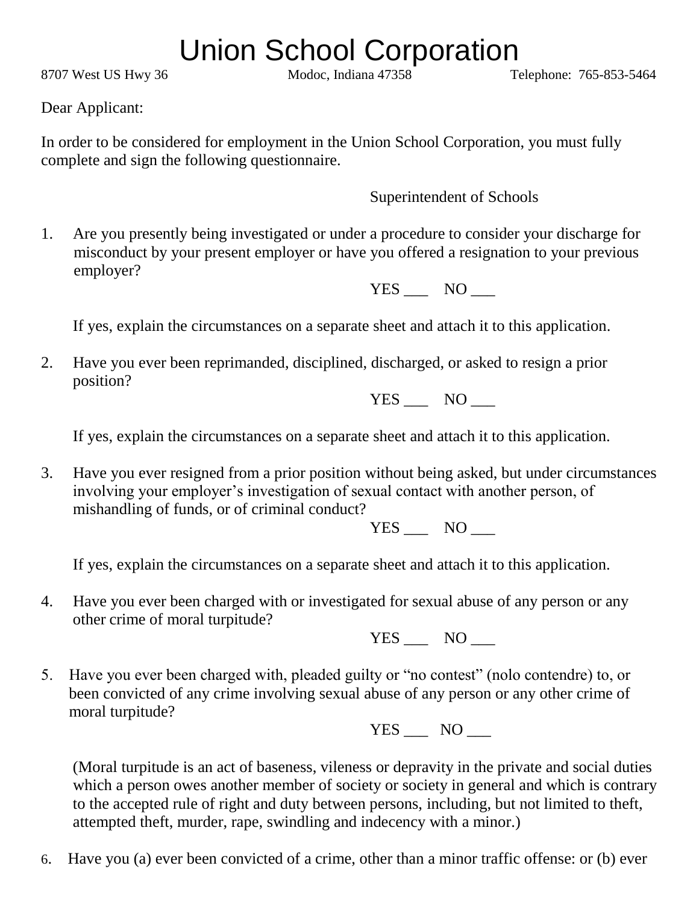# Union School Corporation

8707 West US Hwy 36 Modoc, Indiana 47358 Telephone: 765-853-5464

Dear Applicant:

In order to be considered for employment in the Union School Corporation, you must fully complete and sign the following questionnaire.

Superintendent of Schools

1. Are you presently being investigated or under a procedure to consider your discharge for misconduct by your present employer or have you offered a resignation to your previous employer?

   YES ___ NO ___

   If yes, explain the circumstances on a separate sheet and attach it to this application.

2. Have you ever been reprimanded, disciplined, discharged, or asked to resign a prior position?

   YES ___ NO ___

   If yes, explain the circumstances on a separate sheet and attach it to this application.

3. Have you ever resigned from a prior position without being asked, but under circumstances involving your employer's investigation of sexual contact with another person, of mishandling of funds, or of criminal conduct?

   YES ___ NO ___

   If yes, explain the circumstances on a separate sheet and attach it to this application.

4. Have you ever been charged with or investigated for sexual abuse of any person or any other crime of moral turpitude?

   YES ___ NO ___

5. Have you ever been charged with, pleaded guilty or "no contest" (nolo contendre) to, or been convicted of any crime involving sexual abuse of any person or any other crime of moral turpitude?

   YES ___ NO ___

   (Moral turpitude is an act of baseness, vileness or depravity in the private and social duties which a person owes another member of society or society in general and which is contrary to the accepted rule of right and duty between persons, including, but not limited to theft, attempted theft, murder, rape, swindling and indecency with a minor.)

6. Have you (a) ever been convicted of a crime, other than a minor traffic offense: or (b) ever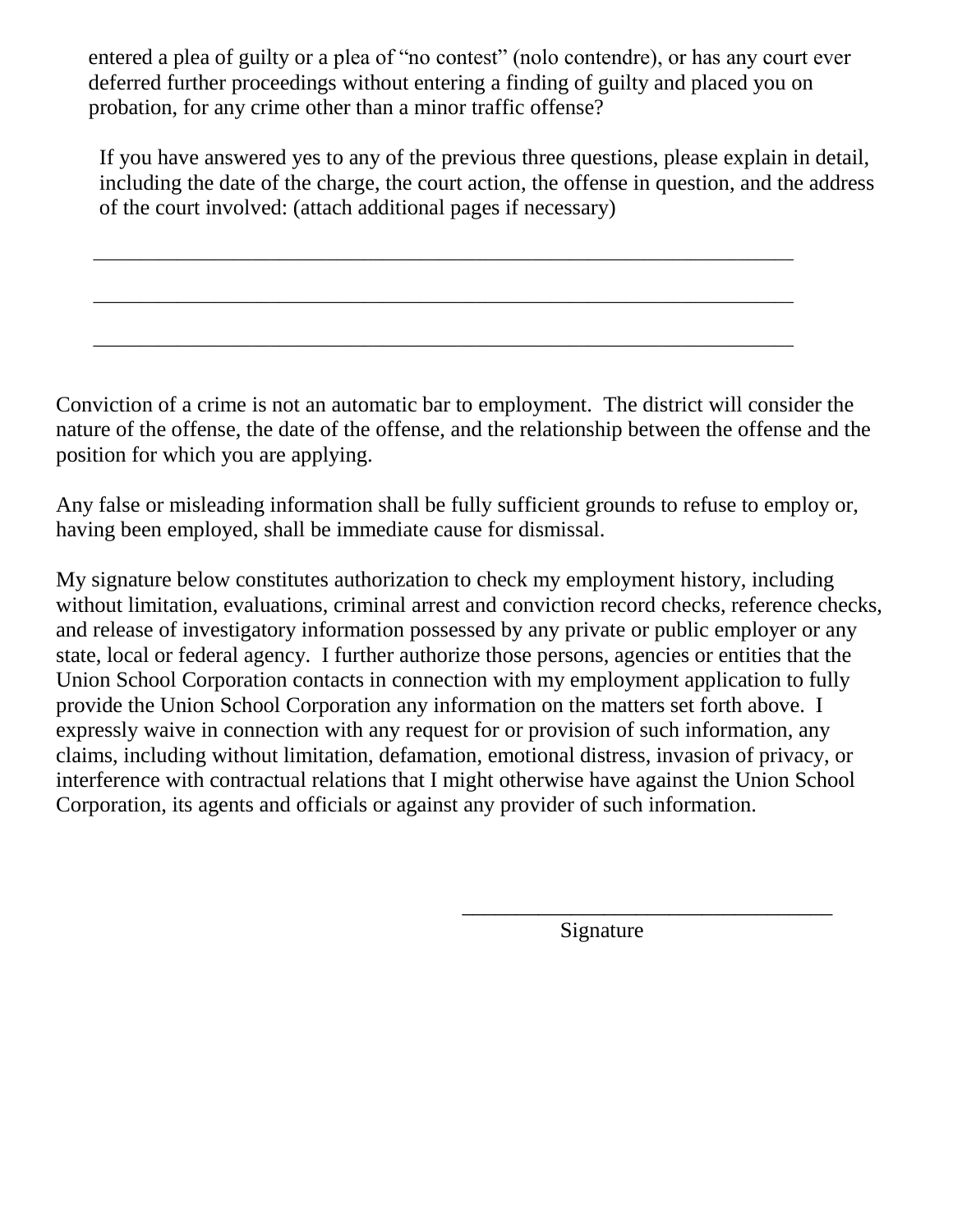entered a plea of guilty or a plea of "no contest" (nolo contendre), or has any court ever deferred further proceedings without entering a finding of guilty and placed you on probation, for any crime other than a minor traffic offense?

If you have answered yes to any of the previous three questions, please explain in detail, including the date of the charge, the court action, the offense in question, and the address of the court involved: (attach additional pages if necessary)

______________________________________________________________________

______________________________________________________________________

______________________________________________________________________

Conviction of a crime is not an automatic bar to employment. The district will consider the nature of the offense, the date of the offense, and the relationship between the offense and the position for which you are applying.

Any false or misleading information shall be fully sufficient grounds to refuse to employ or, having been employed, shall be immediate cause for dismissal.

My signature below constitutes authorization to check my employment history, including without limitation, evaluations, criminal arrest and conviction record checks, reference checks, and release of investigatory information possessed by any private or public employer or any state, local or federal agency. I further authorize those persons, agencies or entities that the Union School Corporation contacts in connection with my employment application to fully provide the Union School Corporation any information on the matters set forth above. I expressly waive in connection with any request for or provision of such information, any claims, including without limitation, defamation, emotional distress, invasion of privacy, or interference with contractual relations that I might otherwise have against the Union School Corporation, its agents and officials or against any provider of such information.

____________________________________

Signature